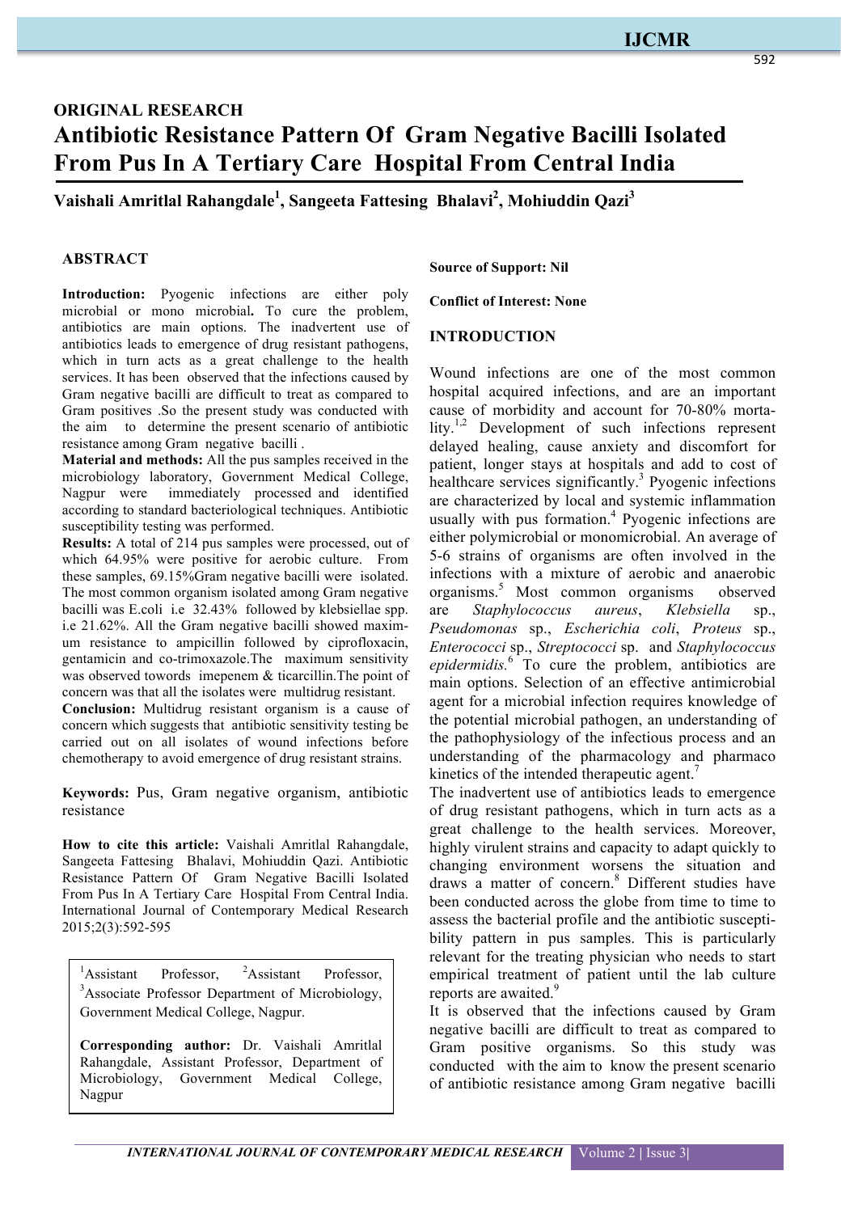ORIGINAL RESEARCH

# Antibiotic Resistance Pattern Of Gram Negative Bacilli Isolated From Pus In A Tertiary Care Hospital From Central India

**Vaishali Amritlal Rahangdale[1], Sangeeta Fattesing Bhalavi[2], Mohiuddin Qazi[3]**

## ABSTRACT

**Introduction:** Pyogenic infections are either poly microbial or mono microbial**.** To cure the problem, antibiotics are main options. The inadvertent use of antibiotics leads to emergence of drug resistant pathogens, which in turn acts as a great challenge to the health services. It has been observed that the infections caused by Gram negative bacilli are difficult to treat as compared to Gram positives .So the present study was conducted with the aim to determine the present scenario of antibiotic resistance among Gram negative bacilli .

**Material and methods:** All the pus samples received in the microbiology laboratory, Government Medical College, Nagpur were immediately processed and identified according to standard bacteriological techniques. Antibiotic susceptibility testing was performed.

**Results:** A total of 214 pus samples were processed, out of which 64.95% were positive for aerobic culture. From these samples, 69.15%Gram negative bacilli were isolated. The most common organism isolated among Gram negative bacilli was E.coli i.e 32.43% followed by klebsiellae spp. i.e 21.62%. All the Gram negative bacilli showed maximum resistance to ampicillin followed by ciprofloxacin, gentamicin and co-trimoxazole.The maximum sensitivity was observed towords imepenem & ticarcillin.The point of concern was that all the isolates were multidrug resistant.

**Conclusion:** Multidrug resistant organism is a cause of concern which suggests that antibiotic sensitivity testing be carried out on all isolates of wound infections before chemotherapy to avoid emergence of drug resistant strains.

**Keywords:** Pus, Gram negative organism, antibiotic resistance

**How to cite this article:** Vaishali Amritlal Rahangdale, Sangeeta Fattesing Bhalavi, Mohiuddin Qazi. Antibiotic Resistance Pattern Of Gram Negative Bacilli Isolated From Pus In A Tertiary Care Hospital From Central India. International Journal of Contemporary Medical Research 2015;2(3):592-595

[1]Assistant Professor, [2]Assistant Professor, [3]Associate Professor Department of Microbiology, Government Medical College, Nagpur.

**Corresponding author:** Dr. Vaishali Amritlal Rahangdale, Assistant Professor, Department of Microbiology, Government Medical College, Nagpur

**Source of Support: Nil**

**Conflict of Interest: None**

## INTRODUCTION

Wound infections are one of the most common hospital acquired infections, and are an important cause of morbidity and account for 70-80% mortality.[1,2] Development of such infections represent delayed healing, cause anxiety and discomfort for patient, longer stays at hospitals and add to cost of healthcare services significantly.[3] Pyogenic infections are characterized by local and systemic inflammation usually with pus formation.[4] Pyogenic infections are either polymicrobial or monomicrobial. An average of 5-6 strains of organisms are often involved in the infections with a mixture of aerobic and anaerobic organisms.[5] Most common organisms observed are *Staphylococcus aureus*, *Klebsiella* sp., *Pseudomonas* sp., *Escherichia coli*, *Proteus* sp., *Enterococci* sp., *Streptococci* sp. and *Staphylococcus epidermidis.*[6] To cure the problem, antibiotics are main options. Selection of an effective antimicrobial agent for a microbial infection requires knowledge of the potential microbial pathogen, an understanding of the pathophysiology of the infectious process and an understanding of the pharmacology and pharmaco kinetics of the intended therapeutic agent.[7]

The inadvertent use of antibiotics leads to emergence of drug resistant pathogens, which in turn acts as a great challenge to the health services. Moreover, highly virulent strains and capacity to adapt quickly to changing environment worsens the situation and draws a matter of concern.[8] Different studies have been conducted across the globe from time to time to assess the bacterial profile and the antibiotic susceptibility pattern in pus samples. This is particularly relevant for the treating physician who needs to start empirical treatment of patient until the lab culture reports are awaited.[9]

It is observed that the infections caused by Gram negative bacilli are difficult to treat as compared to Gram positive organisms. So this study was conducted with the aim to know the present scenario of antibiotic resistance among Gram negative bacilli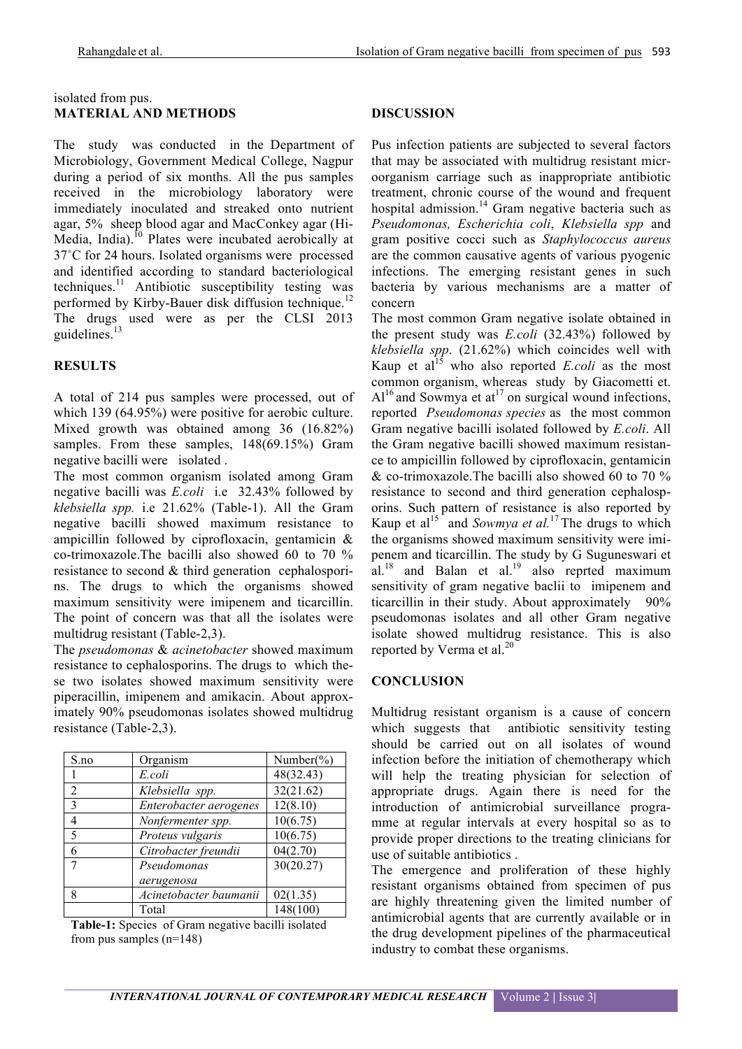isolated from pus.

## MATERIAL AND METHODS

The study was conducted in the Department of Microbiology, Government Medical College, Nagpur during a period of six months. All the pus samples received in the microbiology laboratory were immediately inoculated and streaked onto nutrient agar, 5% sheep blood agar and MacConkey agar (Hi-Media, India).[10] Plates were incubated aerobically at 37˚C for 24 hours. Isolated organisms were processed and identified according to standard bacteriological techniques.[11] Antibiotic susceptibility testing was performed by Kirby-Bauer disk diffusion technique.[12] The drugs used were as per the CLSI 2013 guidelines.[13]

## RESULTS

A total of 214 pus samples were processed, out of which 139 (64.95%) were positive for aerobic culture. Mixed growth was obtained among 36 (16.82%) samples. From these samples, 148(69.15%) Gram negative bacilli were isolated .

The most common organism isolated among Gram negative bacilli was *E.coli* i.e 32.43% followed by *klebsiella spp.* i.e 21.62% (Table-1). All the Gram negative bacilli showed maximum resistance to ampicillin followed by ciprofloxacin, gentamicin & co-trimoxazole.The bacilli also showed 60 to 70 % resistance to second & third generation cephalosporins. The drugs to which the organisms showed maximum sensitivity were imipenem and ticarcillin. The point of concern was that all the isolates were multidrug resistant (Table-2,3).

The *pseudomonas* & *acinetobacter* showed maximum resistance to cephalosporins. The drugs to which these two isolates showed maximum sensitivity were piperacillin, imipenem and amikacin. About approximately 90% pseudomonas isolates showed multidrug resistance (Table-2,3).

| S.no | Organism | Number(%) |
|---|---|---|
| 1 | *E.coli* | 48(32.43) |
| 2 | *Klebsiella spp.* | 32(21.62) |
| 3 | *Enterobacter aerogenes* | 12(8.10) |
| 4 | *Nonfermenter spp.* | 10(6.75) |
| 5 | *Proteus vulgaris* | 10(6.75) |
| 6 | *Citrobacter freundii* | 04(2.70) |
| 7 | *Pseudomonas aerugenosa* | 30(20.27) |
| 8 | *Acinetobacter baumanii* | 02(1.35) |
| | Total | 148(100) |

**Table-1:** Species of Gram negative bacilli isolated from pus samples (n=148)

## DISCUSSION

Pus infection patients are subjected to several factors that may be associated with multidrug resistant microorganism carriage such as inappropriate antibiotic treatment, chronic course of the wound and frequent hospital admission.[14] Gram negative bacteria such as *Pseudomonas, Escherichia coli*, *Klebsiella spp* and gram positive cocci such as *Staphylococcus aureus* are the common causative agents of various pyogenic infections. The emerging resistant genes in such bacteria by various mechanisms are a matter of concern

The most common Gram negative isolate obtained in the present study was *E.coli* (32.43%) followed by *klebsiella spp*. (21.62%) which coincides well with Kaup et al[15] who also reported *E.coli* as the most common organism, whereas study by Giacometti et. Al[16] and Sowmya et at[17] on surgical wound infections, reported *Pseudomonas species* as the most common Gram negative bacilli isolated followed by *E.coli*. All the Gram negative bacilli showed maximum resistance to ampicillin followed by ciprofloxacin, gentamicin & co-trimoxazole.The bacilli also showed 60 to 70 % resistance to second and third generation cephalosporins. Such pattern of resistance is also reported by Kaup et al[15] and *Sowmya et al.*[17] The drugs to which the organisms showed maximum sensitivity were imipenem and ticarcillin. The study by G Suguneswari et al.[18] and Balan et al.[19] also reprted maximum sensitivity of gram negative baclii to imipenem and ticarcillin in their study. About approximately 90% pseudomonas isolates and all other Gram negative isolate showed multidrug resistance. This is also reported by Verma et al.[20]

## CONCLUSION

Multidrug resistant organism is a cause of concern which suggests that antibiotic sensitivity testing should be carried out on all isolates of wound infection before the initiation of chemotherapy which will help the treating physician for selection of appropriate drugs. Again there is need for the introduction of antimicrobial surveillance programme at regular intervals at every hospital so as to provide proper directions to the treating clinicians for use of suitable antibiotics .

The emergence and proliferation of these highly resistant organisms obtained from specimen of pus are highly threatening given the limited number of antimicrobial agents that are currently available or in the drug development pipelines of the pharmaceutical industry to combat these organisms.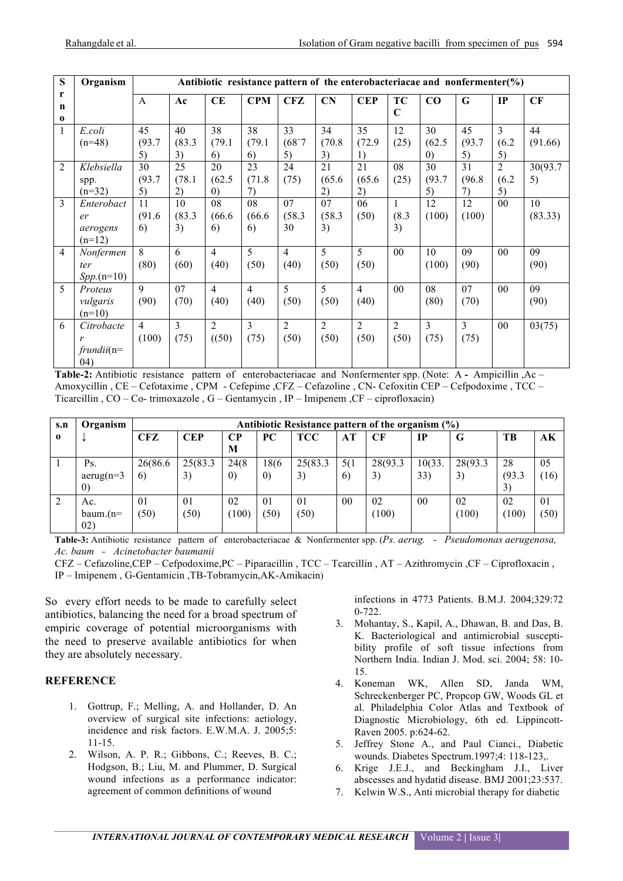| Sr no | Organism | Antibiotic resistance pattern of the enterobacteriacae and nonfermenter(%) | | | | | | | | | | | |
|---|---|---|---|---|---|---|---|---|---|---|---|---|---|
| | | A | Ac | CE | CPM | CFZ | CN | CEP | TCC | CO | G | IP | CF |
| 1 | *E.coli* (n=48) | 45 (93.75) | 40 (83.33) | 38 (79.16) | 38 (79.16) | 33 (68`75) | 34 (70.83) | 35 (72.91) | 12 (25) | 30 (62.50) | 45 (93.75) | 3 (6.25) | 44 (91.66) |
| 2 | *Klebsiella* spp. (n=32) | 30 (93.75) | 25 (78.12) | 20 (62.50) | 23 (71.87) | 24 (75) | 21 (65.62) | 21 (65.62) | 08 (25) | 30 (93.75) | 31 (96.87) | 2 (6.25) | 30(93.75) |
| 3 | *Enterobacter aerogens* (n=12) | 11 (91.66) | 10 (83.33) | 08 (66.66) | 08 (66.66) | 07 (58.330 | 07 (58.33) | 06 (50) | 1 (8.33) | 12 (100) | 12 (100) | 00 | 10 (83.33) |
| 4 | *Nonfermenter Spp.*(n=10) | 8 (80) | 6 (60) | 4 (40) | 5 (50) | 4 (40) | 5 (50) | 5 (50) | 00 | 10 (100) | 09 (90) | 00 | 09 (90) |
| 5 | *Proteus vulgaris* (n=10) | 9 (90) | 07 (70) | 4 (40) | 4 (40) | 5 (50) | 5 (50) | 4 (40) | 00 | 08 (80) | 07 (70) | 00 | 09 (90) |
| 6 | *Citrobacter frundii*(n=04) | 4 (100) | 3 (75) | 2 ((50) | 3 (75) | 2 (50) | 2 (50) | 2 (50) | 2 (50) | 3 (75) | 3 (75) | 00 | 03(75) |

**Table-2:** Antibiotic resistance pattern of enterobacteriacae and Nonfermenter spp. (Note: A - Ampicillin ,Ac – Amoxycillin , CE – Cefotaxime , CPM - Cefepime ,CFZ – Cefazoline , CN- Cefoxitin CEP – Cefpodoxime , TCC – Ticarcillin , CO – Co- trimoxazole , G – Gentamycin , IP – Imipenem ,CF – ciprofloxacin)

| s.no | Organism ↓ | Antibiotic Resistance pattern of the organism (%) | | | | | | | | | | |
|---|---|---|---|---|---|---|---|---|---|---|---|---|
| | | CFZ | CEP | CPM | PC | TCC | AT | CF | IP | G | TB | AK |
| 1 | Ps. aerug(n=30) | 26(86.66) | 25(83.33) | 24(80) | 18(60) | 25(83.33) | 5(16) | 28(93.33) | 10(33.33) | 28(93.33) | 28 (93.33) | 05 (16) |
| 2 | Ac. baum.(n=02) | 01 (50) | 01 (50) | 02 (100) | 01 (50) | 01 (50) | 00 | 02 (100) | 00 | 02 (100) | 02 (100) | 01 (50) |

**Table-3:** Antibiotic resistance pattern of enterobacteriacae & Nonfermenter spp. (*Ps. aerug.* - *Pseudomonas aerugenosa, Ac. baum* - *Acinetobacter baumanii*

CFZ – Cefazoline,CEP – Cefpodoxime,PC – Piparacillin , TCC – Tcarcillin , AT – Azithromycin ,CF – Ciprofloxacin , IP – Imipenem , G-Gentamicin ,TB-Tobramycin,AK-Amikacin)

So every effort needs to be made to carefully select antibiotics, balancing the need for a broad spectrum of empiric coverage of potential microorganisms with the need to preserve available antibiotics for when they are absolutely necessary.

## REFERENCE

1. Gottrup, F.; Melling, A. and Hollander, D. An overview of surgical site infections: aetiology, incidence and risk factors. E.W.M.A. J. 2005;5: 11-15.
2. Wilson, A. P. R.; Gibbons, C.; Reeves, B. C.; Hodgson, B.; Liu, M. and Plummer, D. Surgical wound infections as a performance indicator: agreement of common definitions of wound infections in 4773 Patients. B.M.J. 2004;329:720-722.
3. Mohantay, S., Kapil, A., Dhawan, B. and Das, B. K. Bacteriological and antimicrobial susceptibility profile of soft tissue infections from Northern India. Indian J. Mod. sci. 2004; 58: 10-15.
4. Koneman WK, Allen SD, Janda WM, Schreckenberger PC, Propcop GW, Woods GL et al. Philadelphia Color Atlas and Textbook of Diagnostic Microbiology, 6th ed. Lippincott-Raven 2005. p:624-62.
5. Jeffrey Stone A., and Paul Cianci., Diabetic wounds. Diabetes Spectrum.1997;4: 118-123,.
6. Krige J.E.J., and Beckingham J.I., Liver abscesses and hydatid disease. BMJ 2001;23:537.
7. Kelwin W.S., Anti microbial therapy for diabetic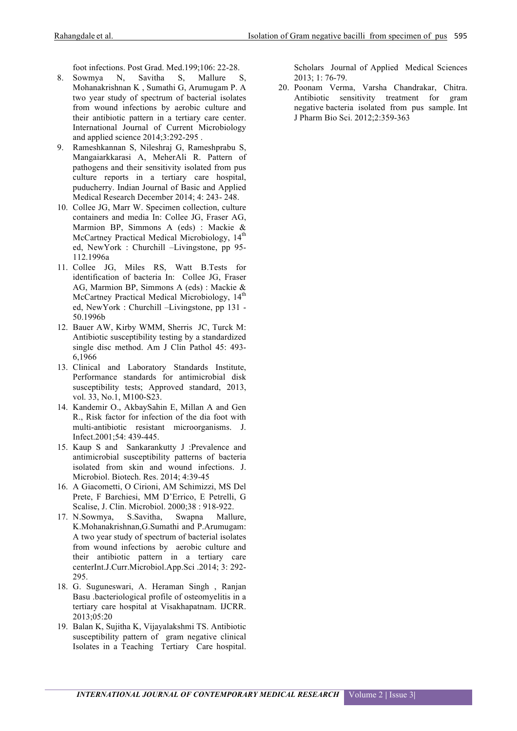foot infections. Post Grad. Med.199;106: 22-28.

8. Sowmya N, Savitha S, Mallure S, Mohanakrishnan K , Sumathi G, Arumugam P. A two year study of spectrum of bacterial isolates from wound infections by aerobic culture and their antibiotic pattern in a tertiary care center. International Journal of Current Microbiology and applied science 2014;3:292-295 .
9. Rameshkannan S, Nileshraj G, Rameshprabu S, Mangaiarkkarasi A, MeherAli R. Pattern of pathogens and their sensitivity isolated from pus culture reports in a tertiary care hospital, puducherry. Indian Journal of Basic and Applied Medical Research December 2014; 4: 243- 248.
10. Collee JG, Marr W. Specimen collection, culture containers and media In: Collee JG, Fraser AG, Marmion BP, Simmons A (eds) : Mackie & McCartney Practical Medical Microbiology, 14th ed, NewYork : Churchill –Livingstone, pp 95-112.1996a
11. Collee JG, Miles RS, Watt B.Tests for identification of bacteria In: Collee JG, Fraser AG, Marmion BP, Simmons A (eds) : Mackie & McCartney Practical Medical Microbiology, 14th ed, NewYork : Churchill –Livingstone, pp 131 - 50.1996b
12. Bauer AW, Kirby WMM, Sherris JC, Turck M: Antibiotic susceptibility testing by a standardized single disc method. Am J Clin Pathol 45: 493-6,1966
13. Clinical and Laboratory Standards Institute, Performance standards for antimicrobial disk susceptibility tests; Approved standard, 2013, vol. 33, No.1, M100-S23.
14. Kandemir O., AkbaySahin E, Millan A and Gen R., Risk factor for infection of the dia foot with multi-antibiotic resistant microorganisms. J. Infect.2001;54: 439-445.
15. Kaup S and Sankarankutty J :Prevalence and antimicrobial susceptibility patterns of bacteria isolated from skin and wound infections. J. Microbiol. Biotech. Res. 2014; 4:39-45
16. A Giacometti, O Cirioni, AM Schimizzi, MS Del Prete, F Barchiesi, MM D'Errico, E Petrelli, G Scalise, J. Clin. Microbiol. 2000;38 : 918-922.
17. N.Sowmya, S.Savitha, Swapna Mallure, K.Mohanakrishnan,G.Sumathi and P.Arumugam: A two year study of spectrum of bacterial isolates from wound infections by aerobic culture and their antibiotic pattern in a tertiary care centerInt.J.Curr.Microbiol.App.Sci .2014; 3: 292-295.
18. G. Suguneswari, A. Heraman Singh , Ranjan Basu .bacteriological profile of osteomyelitis in a tertiary care hospital at Visakhapatnam. IJCRR. 2013;05:20
19. Balan K, Sujitha K, Vijayalakshmi TS. Antibiotic susceptibility pattern of gram negative clinical Isolates in a Teaching Tertiary Care hospital. Scholars Journal of Applied Medical Sciences 2013; 1: 76-79.
20. Poonam Verma, Varsha Chandrakar, Chitra. Antibiotic sensitivity treatment for gram negative bacteria isolated from pus sample. Int J Pharm Bio Sci. 2012;2:359-363